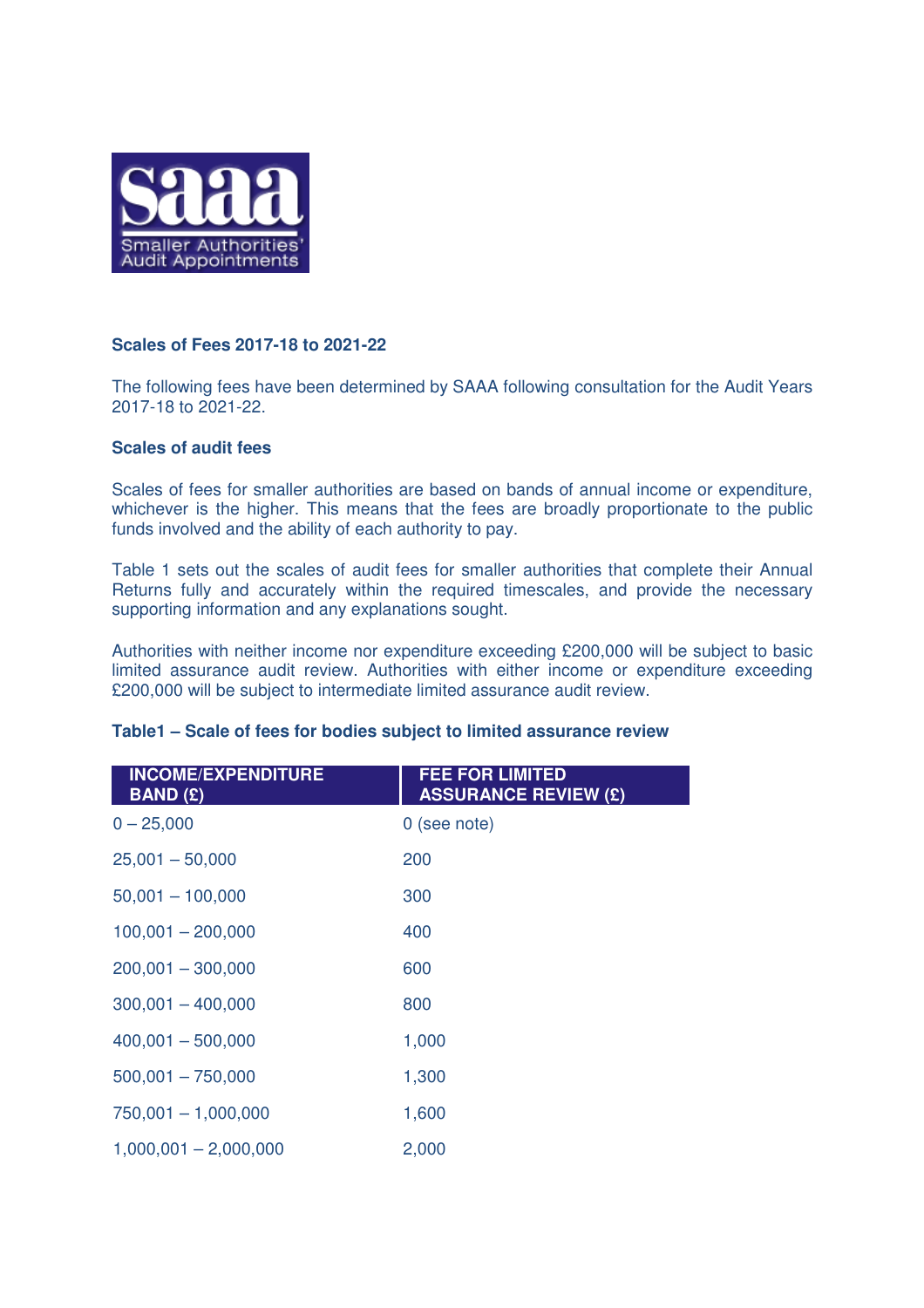Smaller Authorities' Audit Appointments

## Scales of Fees 2017-18 to 2021-22

The following fees have been determined by SAAA following consultation for the Audit Years 2017-18 to 2021-22.

### Scales of audit fees

Scales of fees for smaller authorities are based on bands of annual income or expenditure, whichever is the higher. This means that the fees are broadly proportionate to the public funds involved and the ability of each authority to pay.

Table 1 sets out the scales of audit fees for smaller authorities that complete their Annual Returns fully and accurately within the required timescales, and provide the necessary supporting information and any explanations sought.

Authorities with neither income nor expenditure exceeding £200,000 will be subject to basic limited assurance audit review. Authorities with either income or expenditure exceeding £200,000 will be subject to intermediate limited assurance audit review.

**Table1 – Scale of fees for bodies subject to limited assurance review**

| INCOME/EXPENDITURE BAND (£) | FEE FOR LIMITED ASSURANCE REVIEW (£) |
|---|---|
| 0 – 25,000 | 0 (see note) |
| 25,001 – 50,000 | 200 |
| 50,001 – 100,000 | 300 |
| 100,001 – 200,000 | 400 |
| 200,001 – 300,000 | 600 |
| 300,001 – 400,000 | 800 |
| 400,001 – 500,000 | 1,000 |
| 500,001 – 750,000 | 1,300 |
| 750,001 – 1,000,000 | 1,600 |
| 1,000,001 – 2,000,000 | 2,000 |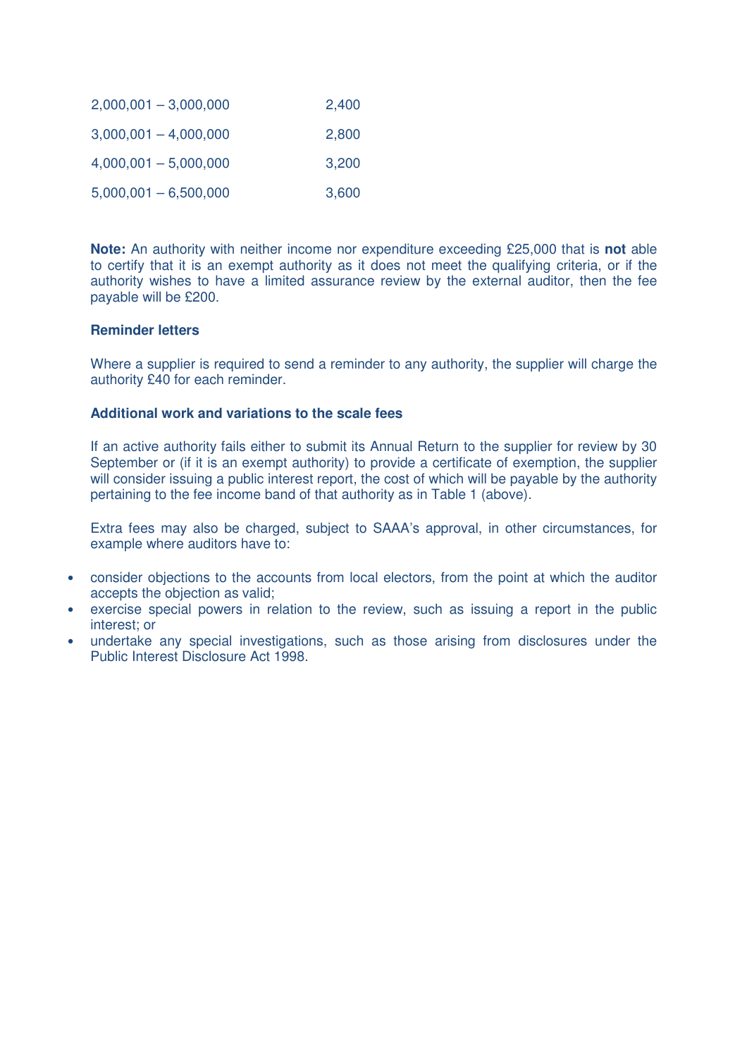| | |
|---|---|
| 2,000,001 – 3,000,000 | 2,400 |
| 3,000,001 – 4,000,000 | 2,800 |
| 4,000,001 – 5,000,000 | 3,200 |
| 5,000,001 – 6,500,000 | 3,600 |

**Note:** An authority with neither income nor expenditure exceeding £25,000 that is **not** able to certify that it is an exempt authority as it does not meet the qualifying criteria, or if the authority wishes to have a limited assurance review by the external auditor, then the fee payable will be £200.

**Reminder letters**

Where a supplier is required to send a reminder to any authority, the supplier will charge the authority £40 for each reminder.

**Additional work and variations to the scale fees**

If an active authority fails either to submit its Annual Return to the supplier for review by 30 September or (if it is an exempt authority) to provide a certificate of exemption, the supplier will consider issuing a public interest report, the cost of which will be payable by the authority pertaining to the fee income band of that authority as in Table 1 (above).

Extra fees may also be charged, subject to SAAA's approval, in other circumstances, for example where auditors have to:

- consider objections to the accounts from local electors, from the point at which the auditor accepts the objection as valid;
- exercise special powers in relation to the review, such as issuing a report in the public interest; or
- undertake any special investigations, such as those arising from disclosures under the Public Interest Disclosure Act 1998.